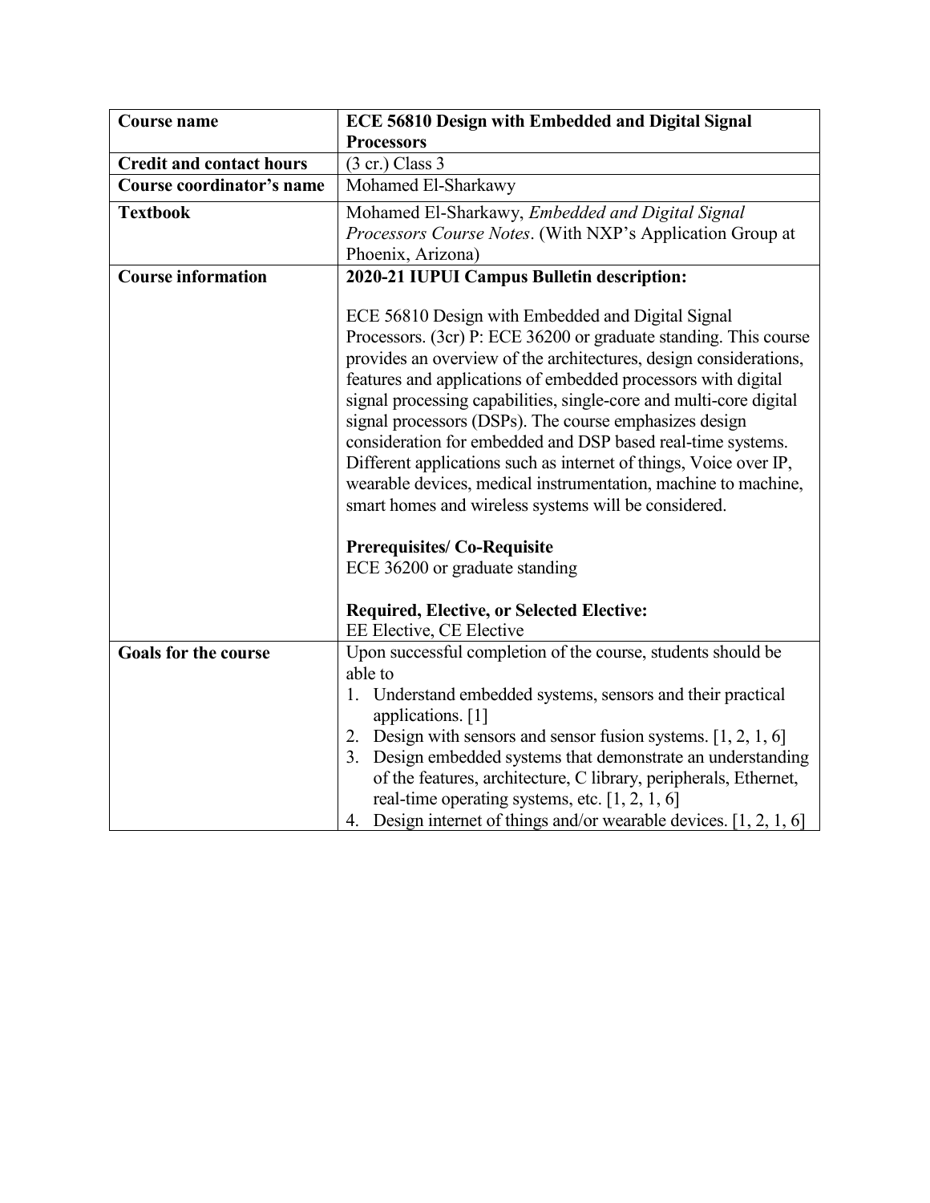| **Course name** | **ECE 56810 Design with Embedded and Digital Signal Processors** |
|---|---|
| **Credit and contact hours** | (3 cr.) Class 3 |
| **Course coordinator's name** | Mohamed El-Sharkawy |
| **Textbook** | Mohamed El-Sharkawy, *Embedded and Digital Signal Processors Course Notes*. (With NXP's Application Group at Phoenix, Arizona) |
| **Course information** | **2020-21 IUPUI Campus Bulletin description:**<br><br>ECE 56810 Design with Embedded and Digital Signal Processors. (3cr) P: ECE 36200 or graduate standing. This course provides an overview of the architectures, design considerations, features and applications of embedded processors with digital signal processing capabilities, single-core and multi-core digital signal processors (DSPs). The course emphasizes design consideration for embedded and DSP based real-time systems. Different applications such as internet of things, Voice over IP, wearable devices, medical instrumentation, machine to machine, smart homes and wireless systems will be considered.<br><br>**Prerequisites/ Co-Requisite**<br>ECE 36200 or graduate standing<br><br>**Required, Elective, or Selected Elective:**<br>EE Elective, CE Elective |
| **Goals for the course** | Upon successful completion of the course, students should be able to<br>1. Understand embedded systems, sensors and their practical applications. [1]<br>2. Design with sensors and sensor fusion systems. [1, 2, 1, 6]<br>3. Design embedded systems that demonstrate an understanding of the features, architecture, C library, peripherals, Ethernet, real-time operating systems, etc. [1, 2, 1, 6]<br>4. Design internet of things and/or wearable devices. [1, 2, 1, 6] |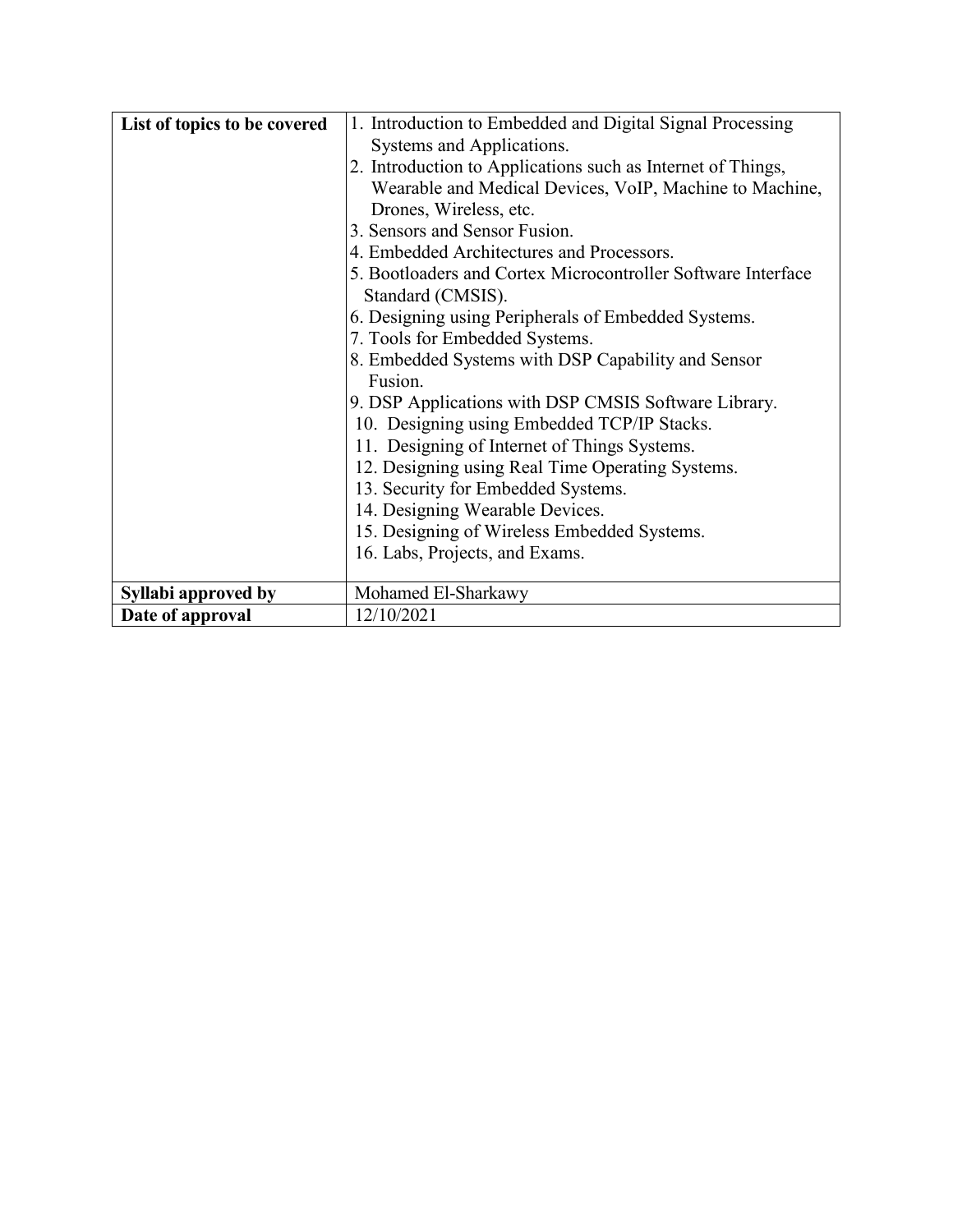| | |
|---|---|
| **List of topics to be covered** | 1. Introduction to Embedded and Digital Signal Processing Systems and Applications.<br>2. Introduction to Applications such as Internet of Things, Wearable and Medical Devices, VoIP, Machine to Machine, Drones, Wireless, etc.<br>3. Sensors and Sensor Fusion.<br>4. Embedded Architectures and Processors.<br>5. Bootloaders and Cortex Microcontroller Software Interface Standard (CMSIS).<br>6. Designing using Peripherals of Embedded Systems.<br>7. Tools for Embedded Systems.<br>8. Embedded Systems with DSP Capability and Sensor Fusion.<br>9. DSP Applications with DSP CMSIS Software Library.<br>10. Designing using Embedded TCP/IP Stacks.<br>11. Designing of Internet of Things Systems.<br>12. Designing using Real Time Operating Systems.<br>13. Security for Embedded Systems.<br>14. Designing Wearable Devices.<br>15. Designing of Wireless Embedded Systems.<br>16. Labs, Projects, and Exams. |
| **Syllabi approved by** | Mohamed El-Sharkawy |
| **Date of approval** | 12/10/2021 |